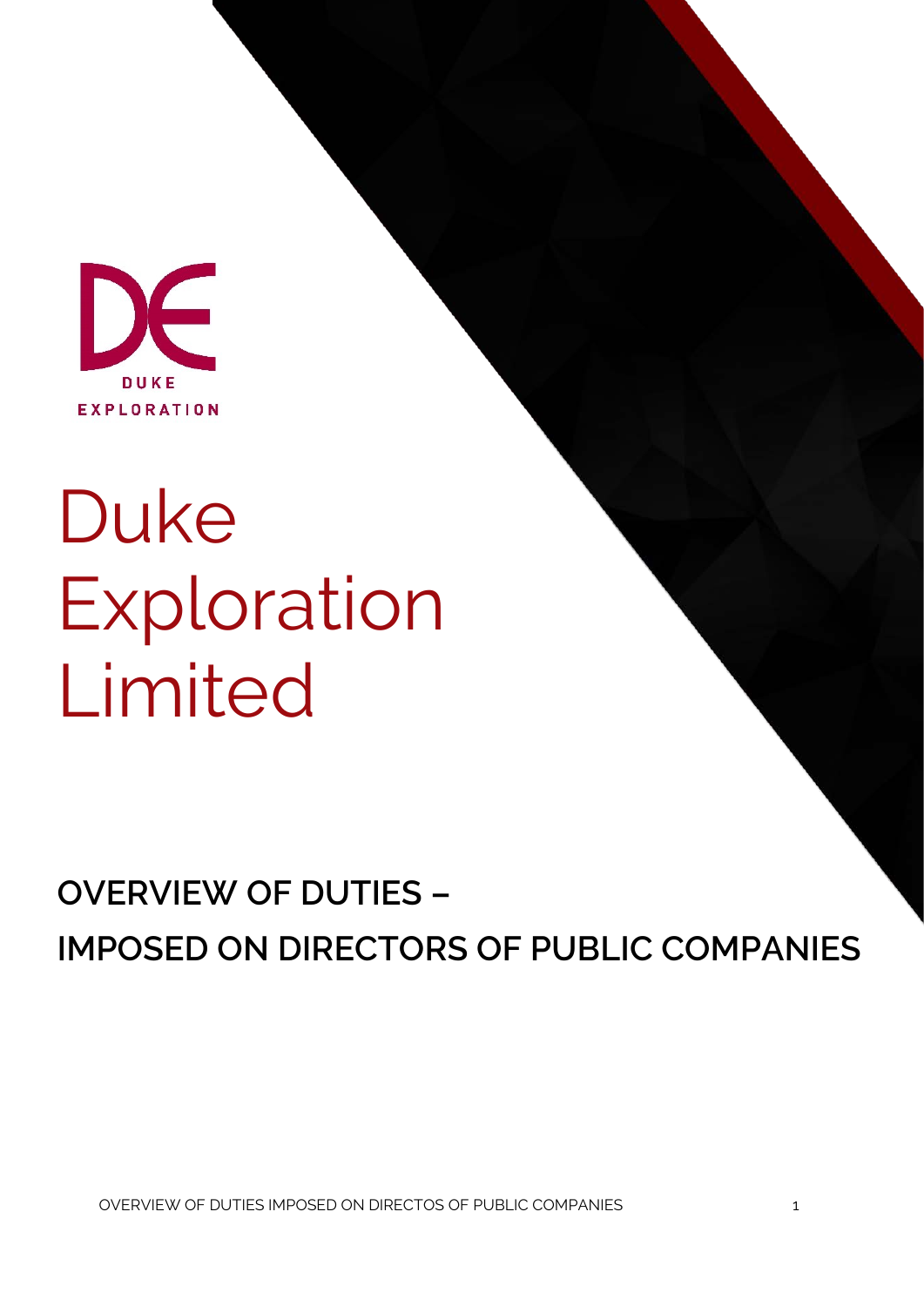DUKE EXPLORATION

# Duke Exploration Limited

## OVERVIEW OF DUTIES – IMPOSED ON DIRECTORS OF PUBLIC COMPANIES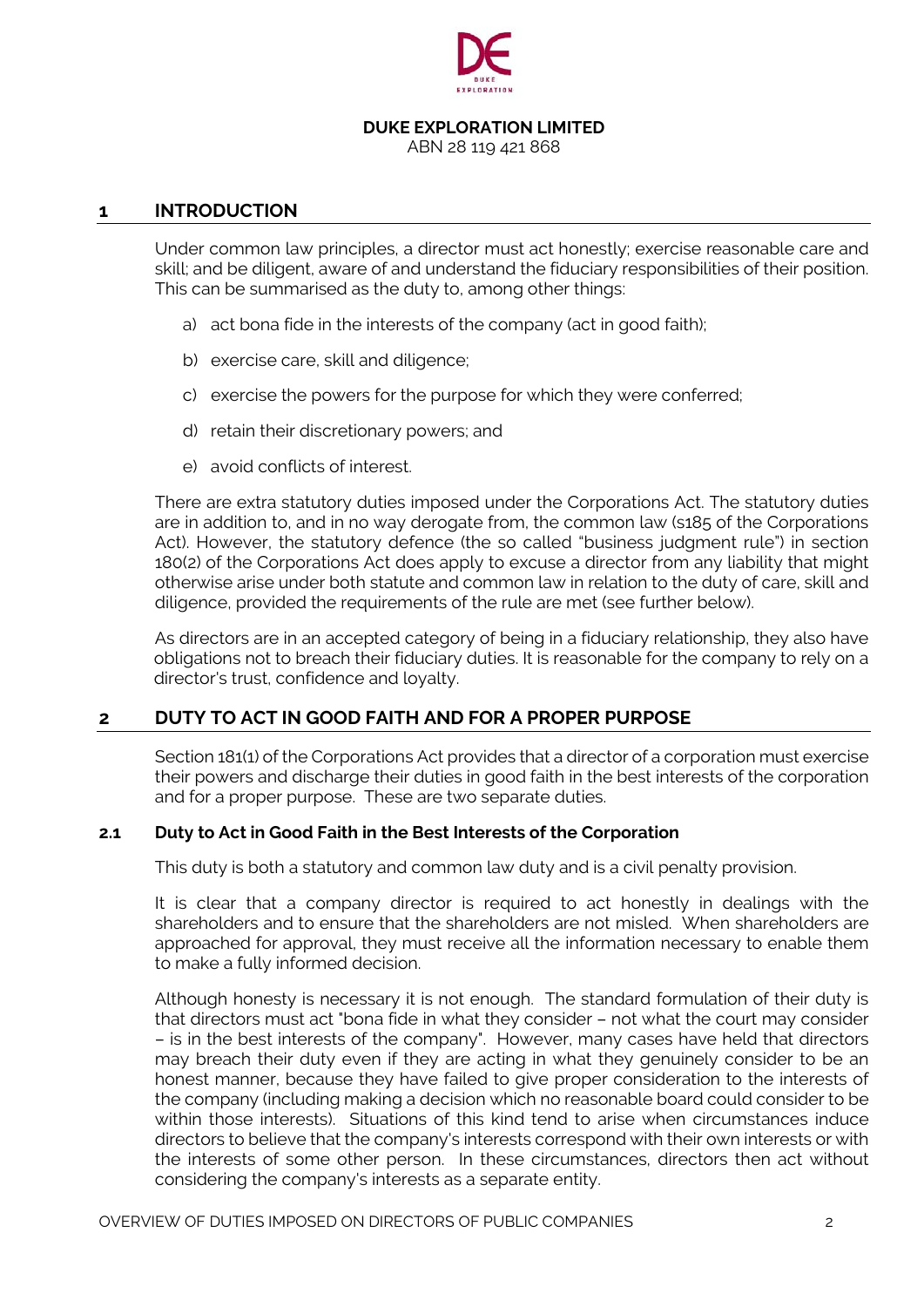**DUKE EXPLORATION LIMITED**
ABN 28 119 421 868

## 1 INTRODUCTION

Under common law principles, a director must act honestly; exercise reasonable care and skill; and be diligent, aware of and understand the fiduciary responsibilities of their position. This can be summarised as the duty to, among other things:

a) act bona fide in the interests of the company (act in good faith);

b) exercise care, skill and diligence;

c) exercise the powers for the purpose for which they were conferred;

d) retain their discretionary powers; and

e) avoid conflicts of interest.

There are extra statutory duties imposed under the Corporations Act. The statutory duties are in addition to, and in no way derogate from, the common law (s185 of the Corporations Act). However, the statutory defence (the so called "business judgment rule") in section 180(2) of the Corporations Act does apply to excuse a director from any liability that might otherwise arise under both statute and common law in relation to the duty of care, skill and diligence, provided the requirements of the rule are met (see further below).

As directors are in an accepted category of being in a fiduciary relationship, they also have obligations not to breach their fiduciary duties. It is reasonable for the company to rely on a director's trust, confidence and loyalty.

## 2 DUTY TO ACT IN GOOD FAITH AND FOR A PROPER PURPOSE

Section 181(1) of the Corporations Act provides that a director of a corporation must exercise their powers and discharge their duties in good faith in the best interests of the corporation and for a proper purpose. These are two separate duties.

### 2.1 Duty to Act in Good Faith in the Best Interests of the Corporation

This duty is both a statutory and common law duty and is a civil penalty provision.

It is clear that a company director is required to act honestly in dealings with the shareholders and to ensure that the shareholders are not misled. When shareholders are approached for approval, they must receive all the information necessary to enable them to make a fully informed decision.

Although honesty is necessary it is not enough. The standard formulation of their duty is that directors must act "bona fide in what they consider – not what the court may consider – is in the best interests of the company". However, many cases have held that directors may breach their duty even if they are acting in what they genuinely consider to be an honest manner, because they have failed to give proper consideration to the interests of the company (including making a decision which no reasonable board could consider to be within those interests). Situations of this kind tend to arise when circumstances induce directors to believe that the company's interests correspond with their own interests or with the interests of some other person. In these circumstances, directors then act without considering the company's interests as a separate entity.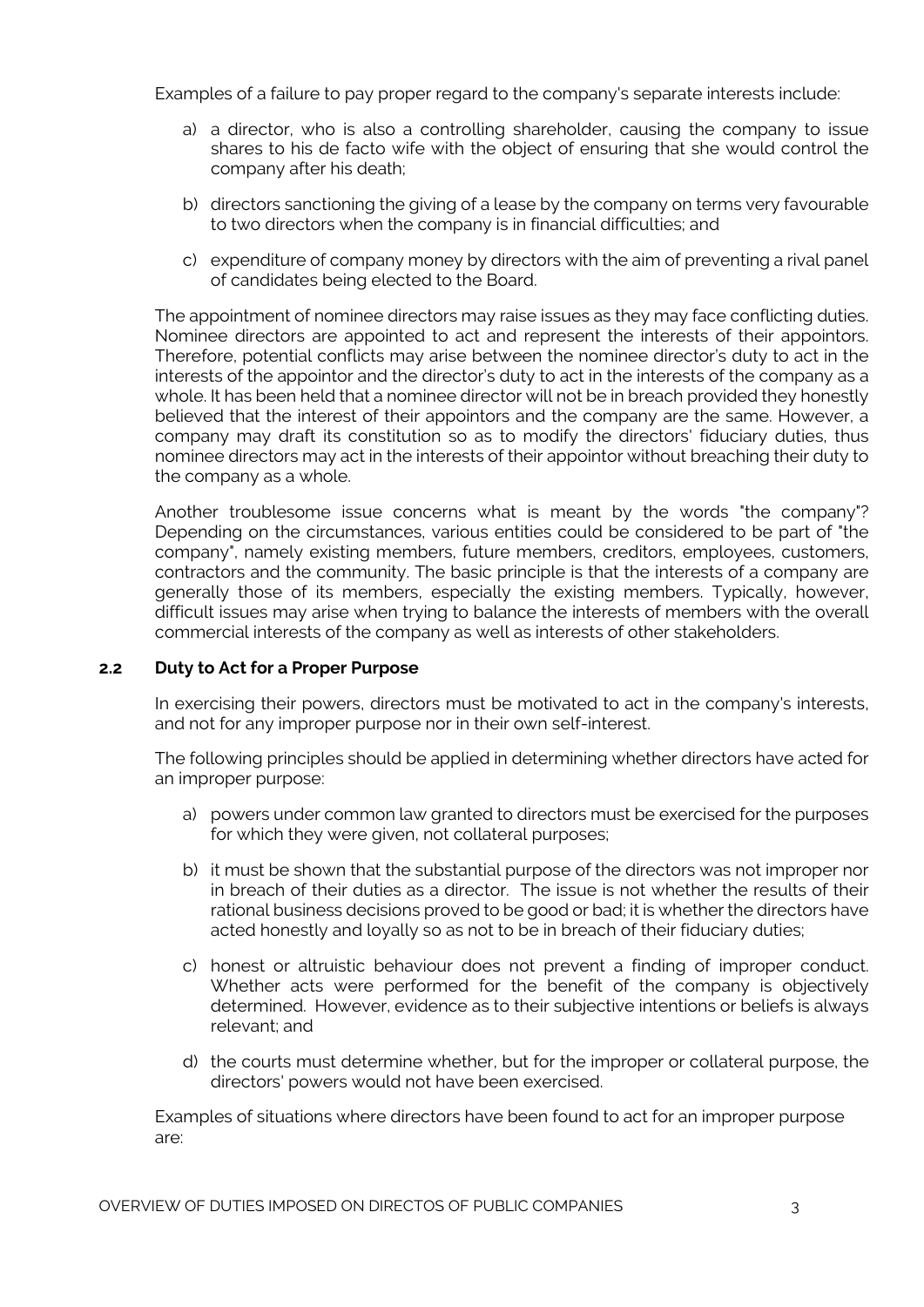Examples of a failure to pay proper regard to the company's separate interests include:

a) a director, who is also a controlling shareholder, causing the company to issue shares to his de facto wife with the object of ensuring that she would control the company after his death;

b) directors sanctioning the giving of a lease by the company on terms very favourable to two directors when the company is in financial difficulties; and

c) expenditure of company money by directors with the aim of preventing a rival panel of candidates being elected to the Board.

The appointment of nominee directors may raise issues as they may face conflicting duties. Nominee directors are appointed to act and represent the interests of their appointors. Therefore, potential conflicts may arise between the nominee director's duty to act in the interests of the appointor and the director's duty to act in the interests of the company as a whole. It has been held that a nominee director will not be in breach provided they honestly believed that the interest of their appointors and the company are the same. However, a company may draft its constitution so as to modify the directors' fiduciary duties, thus nominee directors may act in the interests of their appointor without breaching their duty to the company as a whole.

Another troublesome issue concerns what is meant by the words "the company"? Depending on the circumstances, various entities could be considered to be part of "the company", namely existing members, future members, creditors, employees, customers, contractors and the community. The basic principle is that the interests of a company are generally those of its members, especially the existing members. Typically, however, difficult issues may arise when trying to balance the interests of members with the overall commercial interests of the company as well as interests of other stakeholders.

### 2.2 Duty to Act for a Proper Purpose

In exercising their powers, directors must be motivated to act in the company's interests, and not for any improper purpose nor in their own self-interest.

The following principles should be applied in determining whether directors have acted for an improper purpose:

a) powers under common law granted to directors must be exercised for the purposes for which they were given, not collateral purposes;

b) it must be shown that the substantial purpose of the directors was not improper nor in breach of their duties as a director. The issue is not whether the results of their rational business decisions proved to be good or bad; it is whether the directors have acted honestly and loyally so as not to be in breach of their fiduciary duties;

c) honest or altruistic behaviour does not prevent a finding of improper conduct. Whether acts were performed for the benefit of the company is objectively determined. However, evidence as to their subjective intentions or beliefs is always relevant; and

d) the courts must determine whether, but for the improper or collateral purpose, the directors' powers would not have been exercised.

Examples of situations where directors have been found to act for an improper purpose are: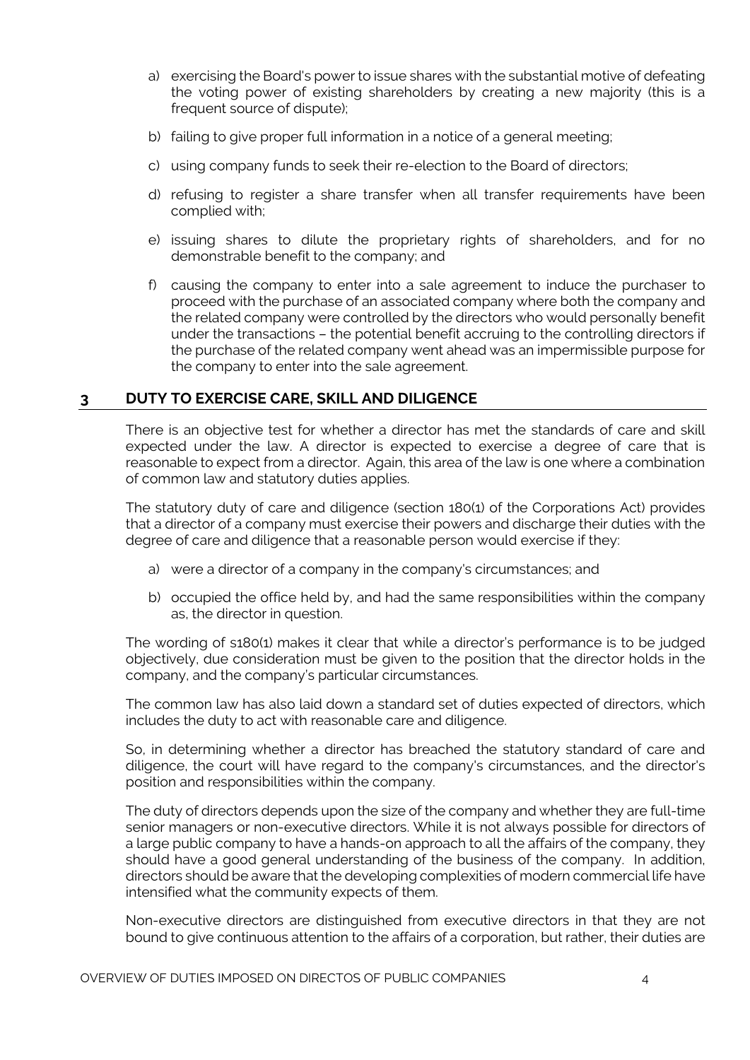a) exercising the Board's power to issue shares with the substantial motive of defeating the voting power of existing shareholders by creating a new majority (this is a frequent source of dispute);

b) failing to give proper full information in a notice of a general meeting;

c) using company funds to seek their re-election to the Board of directors;

d) refusing to register a share transfer when all transfer requirements have been complied with;

e) issuing shares to dilute the proprietary rights of shareholders, and for no demonstrable benefit to the company; and

f) causing the company to enter into a sale agreement to induce the purchaser to proceed with the purchase of an associated company where both the company and the related company were controlled by the directors who would personally benefit under the transactions – the potential benefit accruing to the controlling directors if the purchase of the related company went ahead was an impermissible purpose for the company to enter into the sale agreement.

## 3 DUTY TO EXERCISE CARE, SKILL AND DILIGENCE

There is an objective test for whether a director has met the standards of care and skill expected under the law. A director is expected to exercise a degree of care that is reasonable to expect from a director. Again, this area of the law is one where a combination of common law and statutory duties applies.

The statutory duty of care and diligence (section 180(1) of the Corporations Act) provides that a director of a company must exercise their powers and discharge their duties with the degree of care and diligence that a reasonable person would exercise if they:

a) were a director of a company in the company's circumstances; and

b) occupied the office held by, and had the same responsibilities within the company as, the director in question.

The wording of s180(1) makes it clear that while a director's performance is to be judged objectively, due consideration must be given to the position that the director holds in the company, and the company's particular circumstances.

The common law has also laid down a standard set of duties expected of directors, which includes the duty to act with reasonable care and diligence.

So, in determining whether a director has breached the statutory standard of care and diligence, the court will have regard to the company's circumstances, and the director's position and responsibilities within the company.

The duty of directors depends upon the size of the company and whether they are full-time senior managers or non-executive directors. While it is not always possible for directors of a large public company to have a hands-on approach to all the affairs of the company, they should have a good general understanding of the business of the company. In addition, directors should be aware that the developing complexities of modern commercial life have intensified what the community expects of them.

Non-executive directors are distinguished from executive directors in that they are not bound to give continuous attention to the affairs of a corporation, but rather, their duties are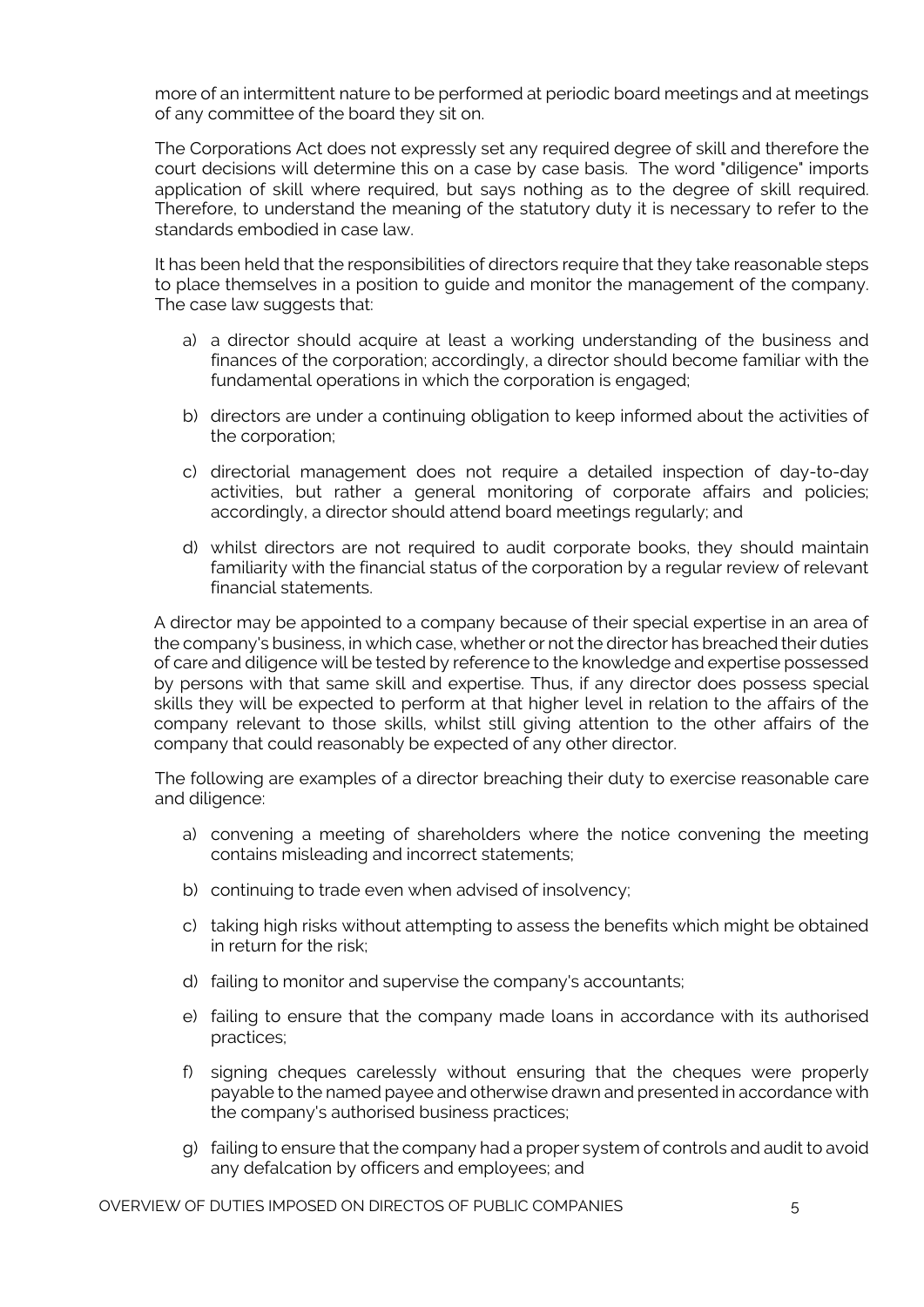more of an intermittent nature to be performed at periodic board meetings and at meetings of any committee of the board they sit on.

The Corporations Act does not expressly set any required degree of skill and therefore the court decisions will determine this on a case by case basis. The word "diligence" imports application of skill where required, but says nothing as to the degree of skill required. Therefore, to understand the meaning of the statutory duty it is necessary to refer to the standards embodied in case law.

It has been held that the responsibilities of directors require that they take reasonable steps to place themselves in a position to guide and monitor the management of the company. The case law suggests that:

a) a director should acquire at least a working understanding of the business and finances of the corporation; accordingly, a director should become familiar with the fundamental operations in which the corporation is engaged;

b) directors are under a continuing obligation to keep informed about the activities of the corporation;

c) directorial management does not require a detailed inspection of day-to-day activities, but rather a general monitoring of corporate affairs and policies; accordingly, a director should attend board meetings regularly; and

d) whilst directors are not required to audit corporate books, they should maintain familiarity with the financial status of the corporation by a regular review of relevant financial statements.

A director may be appointed to a company because of their special expertise in an area of the company's business, in which case, whether or not the director has breached their duties of care and diligence will be tested by reference to the knowledge and expertise possessed by persons with that same skill and expertise. Thus, if any director does possess special skills they will be expected to perform at that higher level in relation to the affairs of the company relevant to those skills, whilst still giving attention to the other affairs of the company that could reasonably be expected of any other director.

The following are examples of a director breaching their duty to exercise reasonable care and diligence:

a) convening a meeting of shareholders where the notice convening the meeting contains misleading and incorrect statements;

b) continuing to trade even when advised of insolvency;

c) taking high risks without attempting to assess the benefits which might be obtained in return for the risk;

d) failing to monitor and supervise the company's accountants;

e) failing to ensure that the company made loans in accordance with its authorised practices;

f) signing cheques carelessly without ensuring that the cheques were properly payable to the named payee and otherwise drawn and presented in accordance with the company's authorised business practices;

g) failing to ensure that the company had a proper system of controls and audit to avoid any defalcation by officers and employees; and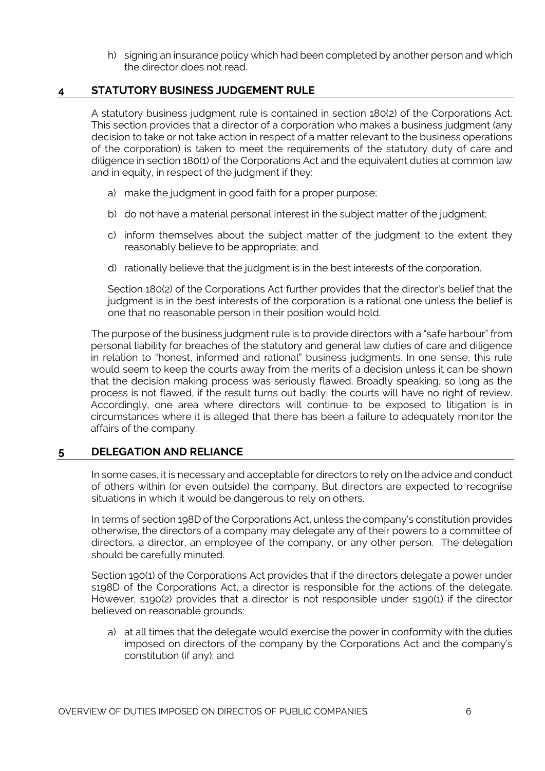h) signing an insurance policy which had been completed by another person and which the director does not read.

## 4 STATUTORY BUSINESS JUDGEMENT RULE

A statutory business judgment rule is contained in section 180(2) of the Corporations Act. This section provides that a director of a corporation who makes a business judgment (any decision to take or not take action in respect of a matter relevant to the business operations of the corporation) is taken to meet the requirements of the statutory duty of care and diligence in section 180(1) of the Corporations Act and the equivalent duties at common law and in equity, in respect of the judgment if they:

a) make the judgment in good faith for a proper purpose;

b) do not have a material personal interest in the subject matter of the judgment;

c) inform themselves about the subject matter of the judgment to the extent they reasonably believe to be appropriate; and

d) rationally believe that the judgment is in the best interests of the corporation.

Section 180(2) of the Corporations Act further provides that the director's belief that the judgment is in the best interests of the corporation is a rational one unless the belief is one that no reasonable person in their position would hold.

The purpose of the business judgment rule is to provide directors with a "safe harbour" from personal liability for breaches of the statutory and general law duties of care and diligence in relation to "honest, informed and rational" business judgments. In one sense, this rule would seem to keep the courts away from the merits of a decision unless it can be shown that the decision making process was seriously flawed. Broadly speaking, so long as the process is not flawed, if the result turns out badly, the courts will have no right of review. Accordingly, one area where directors will continue to be exposed to litigation is in circumstances where it is alleged that there has been a failure to adequately monitor the affairs of the company.

## 5 DELEGATION AND RELIANCE

In some cases, it is necessary and acceptable for directors to rely on the advice and conduct of others within (or even outside) the company. But directors are expected to recognise situations in which it would be dangerous to rely on others.

In terms of section 198D of the Corporations Act, unless the company's constitution provides otherwise, the directors of a company may delegate any of their powers to a committee of directors, a director, an employee of the company, or any other person. The delegation should be carefully minuted.

Section 190(1) of the Corporations Act provides that if the directors delegate a power under s198D of the Corporations Act, a director is responsible for the actions of the delegate. However, s190(2) provides that a director is not responsible under s190(1) if the director believed on reasonable grounds:

a) at all times that the delegate would exercise the power in conformity with the duties imposed on directors of the company by the Corporations Act and the company's constitution (if any); and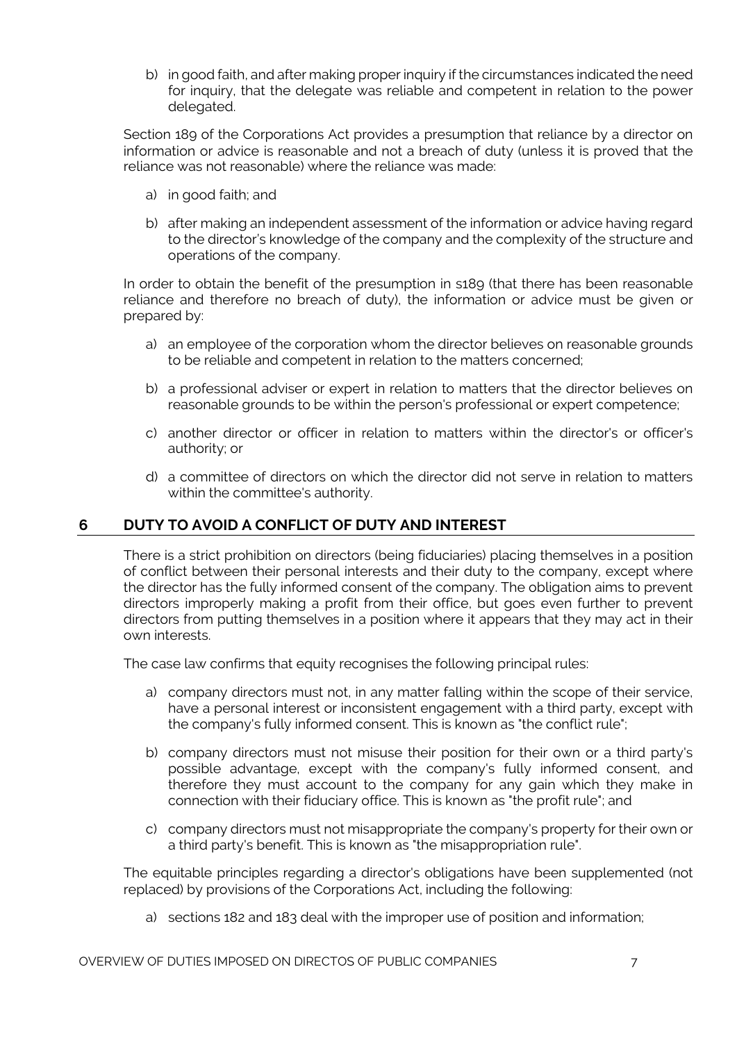b) in good faith, and after making proper inquiry if the circumstances indicated the need for inquiry, that the delegate was reliable and competent in relation to the power delegated.

Section 189 of the Corporations Act provides a presumption that reliance by a director on information or advice is reasonable and not a breach of duty (unless it is proved that the reliance was not reasonable) where the reliance was made:

a) in good faith; and

b) after making an independent assessment of the information or advice having regard to the director's knowledge of the company and the complexity of the structure and operations of the company.

In order to obtain the benefit of the presumption in s189 (that there has been reasonable reliance and therefore no breach of duty), the information or advice must be given or prepared by:

a) an employee of the corporation whom the director believes on reasonable grounds to be reliable and competent in relation to the matters concerned;

b) a professional adviser or expert in relation to matters that the director believes on reasonable grounds to be within the person's professional or expert competence;

c) another director or officer in relation to matters within the director's or officer's authority; or

d) a committee of directors on which the director did not serve in relation to matters within the committee's authority.

## 6 DUTY TO AVOID A CONFLICT OF DUTY AND INTEREST

There is a strict prohibition on directors (being fiduciaries) placing themselves in a position of conflict between their personal interests and their duty to the company, except where the director has the fully informed consent of the company. The obligation aims to prevent directors improperly making a profit from their office, but goes even further to prevent directors from putting themselves in a position where it appears that they may act in their own interests.

The case law confirms that equity recognises the following principal rules:

a) company directors must not, in any matter falling within the scope of their service, have a personal interest or inconsistent engagement with a third party, except with the company's fully informed consent. This is known as "the conflict rule";

b) company directors must not misuse their position for their own or a third party's possible advantage, except with the company's fully informed consent, and therefore they must account to the company for any gain which they make in connection with their fiduciary office. This is known as "the profit rule"; and

c) company directors must not misappropriate the company's property for their own or a third party's benefit. This is known as "the misappropriation rule".

The equitable principles regarding a director's obligations have been supplemented (not replaced) by provisions of the Corporations Act, including the following:

a) sections 182 and 183 deal with the improper use of position and information;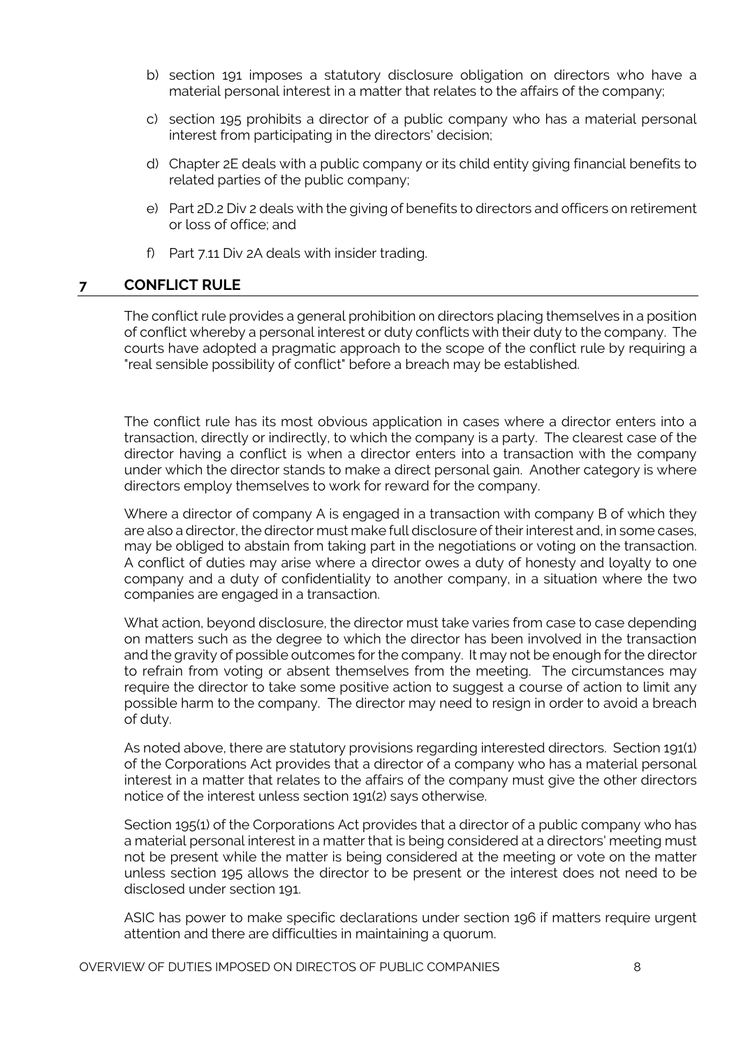b) section 191 imposes a statutory disclosure obligation on directors who have a material personal interest in a matter that relates to the affairs of the company;

c) section 195 prohibits a director of a public company who has a material personal interest from participating in the directors' decision;

d) Chapter 2E deals with a public company or its child entity giving financial benefits to related parties of the public company;

e) Part 2D.2 Div 2 deals with the giving of benefits to directors and officers on retirement or loss of office; and

f) Part 7.11 Div 2A deals with insider trading.

## 7 CONFLICT RULE

The conflict rule provides a general prohibition on directors placing themselves in a position of conflict whereby a personal interest or duty conflicts with their duty to the company. The courts have adopted a pragmatic approach to the scope of the conflict rule by requiring a "real sensible possibility of conflict" before a breach may be established.

The conflict rule has its most obvious application in cases where a director enters into a transaction, directly or indirectly, to which the company is a party. The clearest case of the director having a conflict is when a director enters into a transaction with the company under which the director stands to make a direct personal gain. Another category is where directors employ themselves to work for reward for the company.

Where a director of company A is engaged in a transaction with company B of which they are also a director, the director must make full disclosure of their interest and, in some cases, may be obliged to abstain from taking part in the negotiations or voting on the transaction. A conflict of duties may arise where a director owes a duty of honesty and loyalty to one company and a duty of confidentiality to another company, in a situation where the two companies are engaged in a transaction.

What action, beyond disclosure, the director must take varies from case to case depending on matters such as the degree to which the director has been involved in the transaction and the gravity of possible outcomes for the company. It may not be enough for the director to refrain from voting or absent themselves from the meeting. The circumstances may require the director to take some positive action to suggest a course of action to limit any possible harm to the company. The director may need to resign in order to avoid a breach of duty.

As noted above, there are statutory provisions regarding interested directors. Section 191(1) of the Corporations Act provides that a director of a company who has a material personal interest in a matter that relates to the affairs of the company must give the other directors notice of the interest unless section 191(2) says otherwise.

Section 195(1) of the Corporations Act provides that a director of a public company who has a material personal interest in a matter that is being considered at a directors' meeting must not be present while the matter is being considered at the meeting or vote on the matter unless section 195 allows the director to be present or the interest does not need to be disclosed under section 191.

ASIC has power to make specific declarations under section 196 if matters require urgent attention and there are difficulties in maintaining a quorum.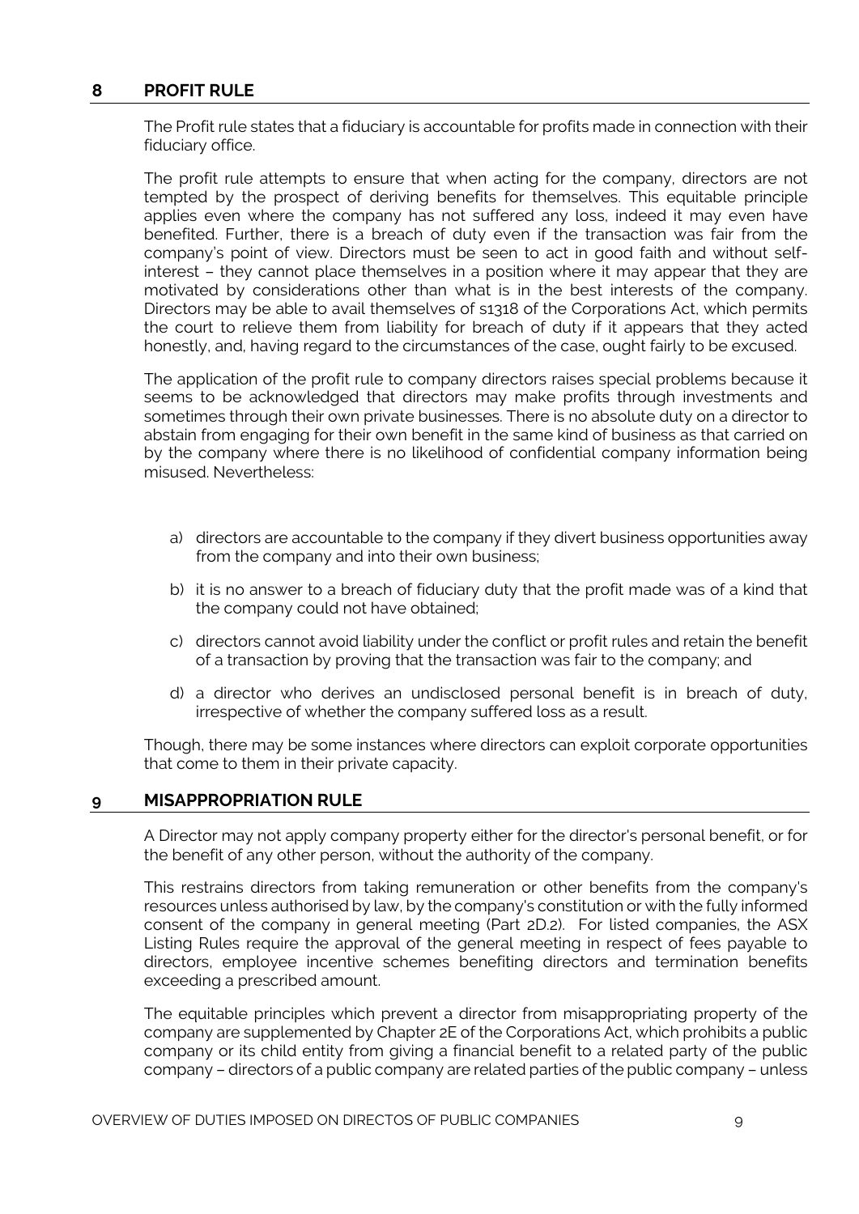## 8 PROFIT RULE

The Profit rule states that a fiduciary is accountable for profits made in connection with their fiduciary office.

The profit rule attempts to ensure that when acting for the company, directors are not tempted by the prospect of deriving benefits for themselves. This equitable principle applies even where the company has not suffered any loss, indeed it may even have benefited. Further, there is a breach of duty even if the transaction was fair from the company's point of view. Directors must be seen to act in good faith and without self-interest – they cannot place themselves in a position where it may appear that they are motivated by considerations other than what is in the best interests of the company. Directors may be able to avail themselves of s1318 of the Corporations Act, which permits the court to relieve them from liability for breach of duty if it appears that they acted honestly, and, having regard to the circumstances of the case, ought fairly to be excused.

The application of the profit rule to company directors raises special problems because it seems to be acknowledged that directors may make profits through investments and sometimes through their own private businesses. There is no absolute duty on a director to abstain from engaging for their own benefit in the same kind of business as that carried on by the company where there is no likelihood of confidential company information being misused. Nevertheless:

a) directors are accountable to the company if they divert business opportunities away from the company and into their own business;

b) it is no answer to a breach of fiduciary duty that the profit made was of a kind that the company could not have obtained;

c) directors cannot avoid liability under the conflict or profit rules and retain the benefit of a transaction by proving that the transaction was fair to the company; and

d) a director who derives an undisclosed personal benefit is in breach of duty, irrespective of whether the company suffered loss as a result.

Though, there may be some instances where directors can exploit corporate opportunities that come to them in their private capacity.

## 9 MISAPPROPRIATION RULE

A Director may not apply company property either for the director's personal benefit, or for the benefit of any other person, without the authority of the company.

This restrains directors from taking remuneration or other benefits from the company's resources unless authorised by law, by the company's constitution or with the fully informed consent of the company in general meeting (Part 2D.2). For listed companies, the ASX Listing Rules require the approval of the general meeting in respect of fees payable to directors, employee incentive schemes benefiting directors and termination benefits exceeding a prescribed amount.

The equitable principles which prevent a director from misappropriating property of the company are supplemented by Chapter 2E of the Corporations Act, which prohibits a public company or its child entity from giving a financial benefit to a related party of the public company – directors of a public company are related parties of the public company – unless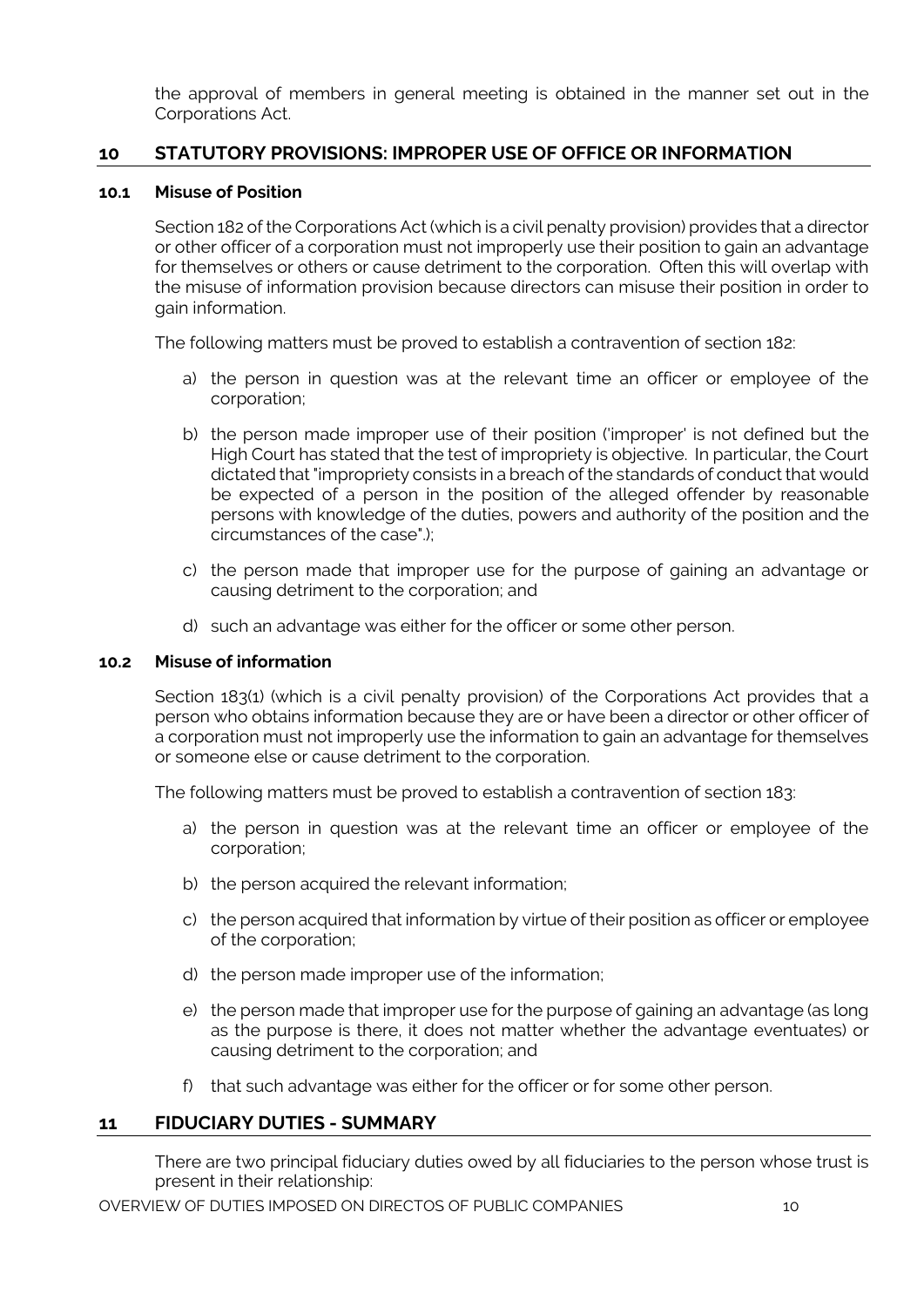the approval of members in general meeting is obtained in the manner set out in the Corporations Act.

## 10 STATUTORY PROVISIONS: IMPROPER USE OF OFFICE OR INFORMATION

### 10.1 Misuse of Position

Section 182 of the Corporations Act (which is a civil penalty provision) provides that a director or other officer of a corporation must not improperly use their position to gain an advantage for themselves or others or cause detriment to the corporation. Often this will overlap with the misuse of information provision because directors can misuse their position in order to gain information.

The following matters must be proved to establish a contravention of section 182:

a) the person in question was at the relevant time an officer or employee of the corporation;

b) the person made improper use of their position ('improper' is not defined but the High Court has stated that the test of impropriety is objective. In particular, the Court dictated that "impropriety consists in a breach of the standards of conduct that would be expected of a person in the position of the alleged offender by reasonable persons with knowledge of the duties, powers and authority of the position and the circumstances of the case".);

c) the person made that improper use for the purpose of gaining an advantage or causing detriment to the corporation; and

d) such an advantage was either for the officer or some other person.

### 10.2 Misuse of information

Section 183(1) (which is a civil penalty provision) of the Corporations Act provides that a person who obtains information because they are or have been a director or other officer of a corporation must not improperly use the information to gain an advantage for themselves or someone else or cause detriment to the corporation.

The following matters must be proved to establish a contravention of section 183:

a) the person in question was at the relevant time an officer or employee of the corporation;

b) the person acquired the relevant information;

c) the person acquired that information by virtue of their position as officer or employee of the corporation;

d) the person made improper use of the information;

e) the person made that improper use for the purpose of gaining an advantage (as long as the purpose is there, it does not matter whether the advantage eventuates) or causing detriment to the corporation; and

f) that such advantage was either for the officer or for some other person.

## 11 FIDUCIARY DUTIES - SUMMARY

There are two principal fiduciary duties owed by all fiduciaries to the person whose trust is present in their relationship: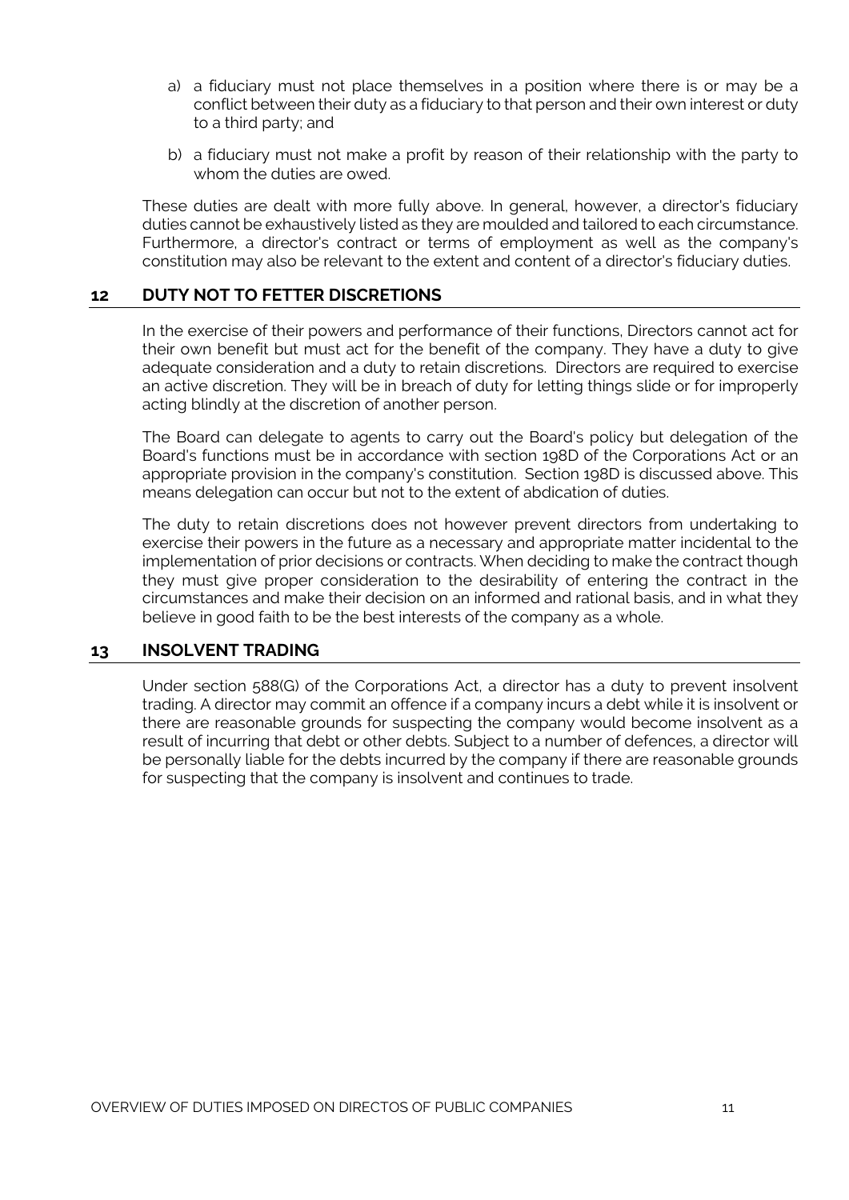a) a fiduciary must not place themselves in a position where there is or may be a conflict between their duty as a fiduciary to that person and their own interest or duty to a third party; and

b) a fiduciary must not make a profit by reason of their relationship with the party to whom the duties are owed.

These duties are dealt with more fully above. In general, however, a director's fiduciary duties cannot be exhaustively listed as they are moulded and tailored to each circumstance. Furthermore, a director's contract or terms of employment as well as the company's constitution may also be relevant to the extent and content of a director's fiduciary duties.

## 12 DUTY NOT TO FETTER DISCRETIONS

In the exercise of their powers and performance of their functions, Directors cannot act for their own benefit but must act for the benefit of the company. They have a duty to give adequate consideration and a duty to retain discretions. Directors are required to exercise an active discretion. They will be in breach of duty for letting things slide or for improperly acting blindly at the discretion of another person.

The Board can delegate to agents to carry out the Board's policy but delegation of the Board's functions must be in accordance with section 198D of the Corporations Act or an appropriate provision in the company's constitution. Section 198D is discussed above. This means delegation can occur but not to the extent of abdication of duties.

The duty to retain discretions does not however prevent directors from undertaking to exercise their powers in the future as a necessary and appropriate matter incidental to the implementation of prior decisions or contracts. When deciding to make the contract though they must give proper consideration to the desirability of entering the contract in the circumstances and make their decision on an informed and rational basis, and in what they believe in good faith to be the best interests of the company as a whole.

## 13 INSOLVENT TRADING

Under section 588(G) of the Corporations Act, a director has a duty to prevent insolvent trading. A director may commit an offence if a company incurs a debt while it is insolvent or there are reasonable grounds for suspecting the company would become insolvent as a result of incurring that debt or other debts. Subject to a number of defences, a director will be personally liable for the debts incurred by the company if there are reasonable grounds for suspecting that the company is insolvent and continues to trade.